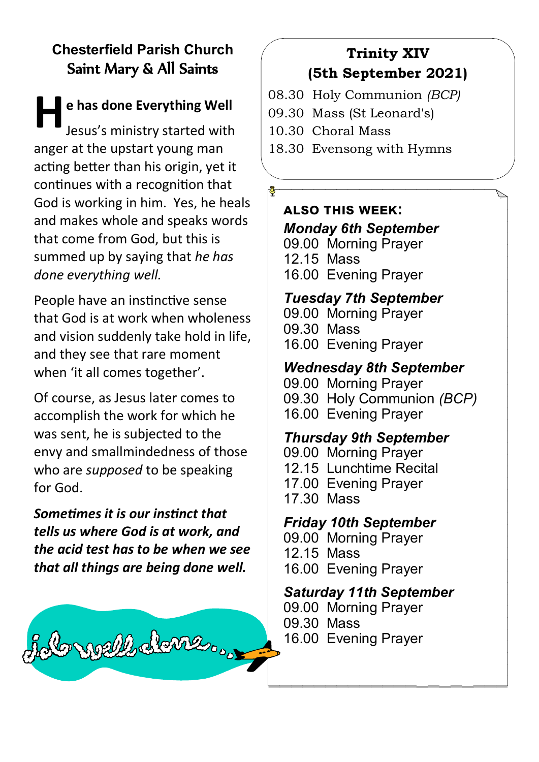# Chesterfield Parish Church
## Saint Mary & All Saints

### He has done Everything Well

Jesus's ministry started with anger at the upstart young man acting better than his origin, yet it continues with a recognition that God is working in him. Yes, he heals and makes whole and speaks words that come from God, but this is summed up by saying that *he has done everything well.*

People have an instinctive sense that God is at work when wholeness and vision suddenly take hold in life, and they see that rare moment when 'it all comes together'.

Of course, as Jesus later comes to accomplish the work for which he was sent, he is subjected to the envy and smallmindedness of those who are *supposed* to be speaking for God.

***Sometimes it is our instinct that tells us where God is at work, and the acid test has to be when we see that all things are being done well.***

## Trinity XIV
## (5th September 2021)

08.30 Holy Communion *(BCP)*
09.30 Mass (St Leonard's)
10.30 Choral Mass
18.30 Evensong with Hymns

**ALSO THIS WEEK:**

***Monday 6th September***
09.00 Morning Prayer
12.15 Mass
16.00 Evening Prayer

***Tuesday 7th September***
09.00 Morning Prayer
09.30 Mass
16.00 Evening Prayer

***Wednesday 8th September***
09.00 Morning Prayer
09.30 Holy Communion *(BCP)*
16.00 Evening Prayer

***Thursday 9th September***
09.00 Morning Prayer
12.15 Lunchtime Recital
17.00 Evening Prayer
17.30 Mass

***Friday 10th September***
09.00 Morning Prayer
12.15 Mass
16.00 Evening Prayer

***Saturday 11th September***
09.00 Morning Prayer
09.30 Mass
16.00 Evening Prayer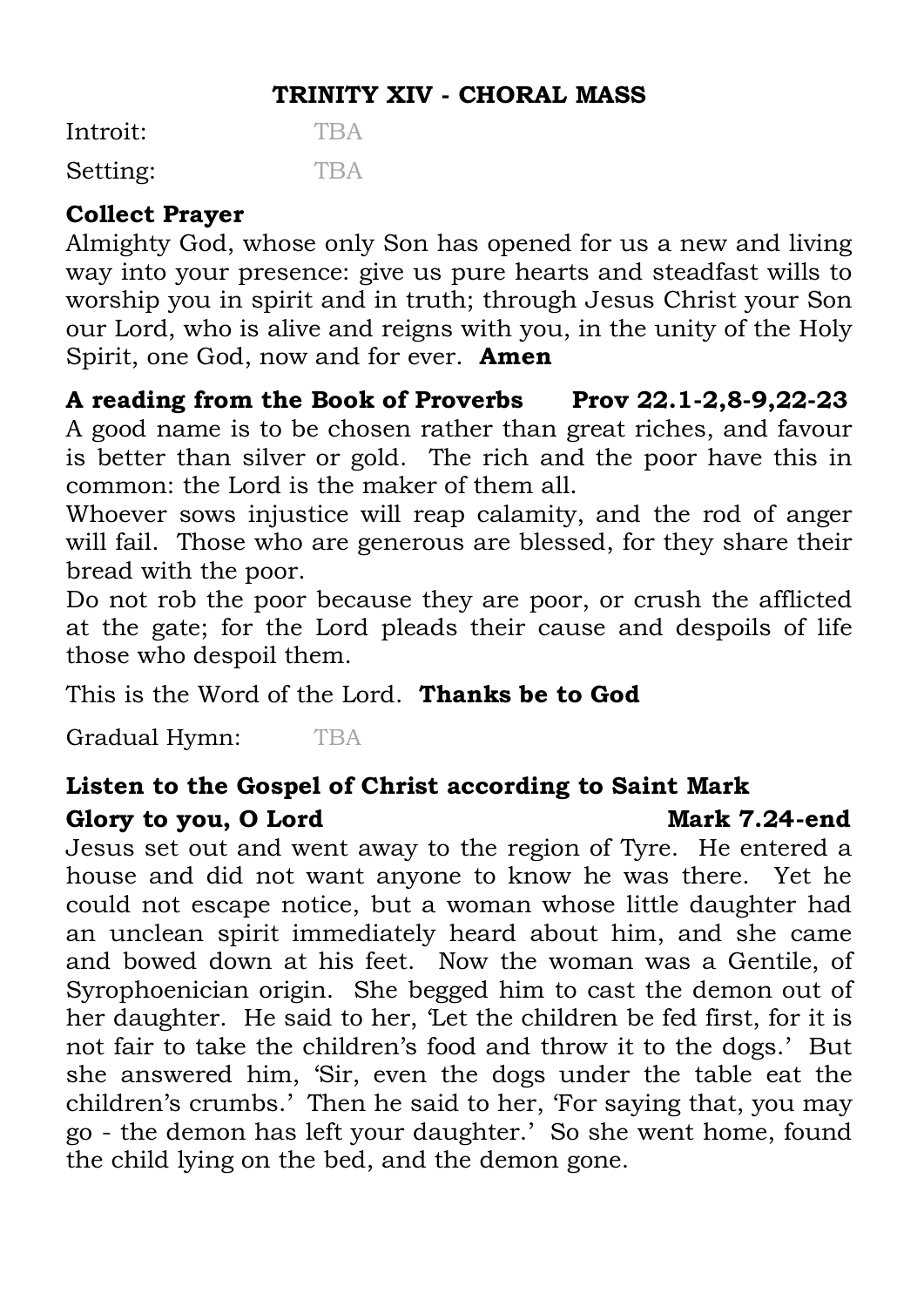## TRINITY XIV - CHORAL MASS

Introit: TBA

Setting: TBA

**Collect Prayer**

Almighty God, whose only Son has opened for us a new and living way into your presence: give us pure hearts and steadfast wills to worship you in spirit and in truth; through Jesus Christ your Son our Lord, who is alive and reigns with you, in the unity of the Holy Spirit, one God, now and for ever. **Amen**

**A reading from the Book of Proverbs Prov 22.1-2,8-9,22-23**

A good name is to be chosen rather than great riches, and favour is better than silver or gold. The rich and the poor have this in common: the Lord is the maker of them all.

Whoever sows injustice will reap calamity, and the rod of anger will fail. Those who are generous are blessed, for they share their bread with the poor.

Do not rob the poor because they are poor, or crush the afflicted at the gate; for the Lord pleads their cause and despoils of life those who despoil them.

This is the Word of the Lord. **Thanks be to God**

Gradual Hymn: TBA

**Listen to the Gospel of Christ according to Saint Mark**

**Glory to you, O Lord Mark 7.24-end**

Jesus set out and went away to the region of Tyre. He entered a house and did not want anyone to know he was there. Yet he could not escape notice, but a woman whose little daughter had an unclean spirit immediately heard about him, and she came and bowed down at his feet. Now the woman was a Gentile, of Syrophoenician origin. She begged him to cast the demon out of her daughter. He said to her, 'Let the children be fed first, for it is not fair to take the children's food and throw it to the dogs.' But she answered him, 'Sir, even the dogs under the table eat the children's crumbs.' Then he said to her, 'For saying that, you may go - the demon has left your daughter.' So she went home, found the child lying on the bed, and the demon gone.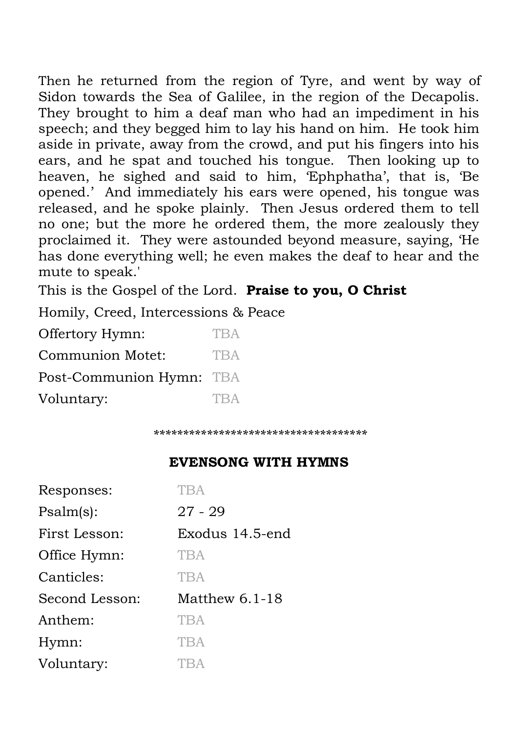Then he returned from the region of Tyre, and went by way of Sidon towards the Sea of Galilee, in the region of the Decapolis. They brought to him a deaf man who had an impediment in his speech; and they begged him to lay his hand on him. He took him aside in private, away from the crowd, and put his fingers into his ears, and he spat and touched his tongue. Then looking up to heaven, he sighed and said to him, 'Ephphatha', that is, 'Be opened.' And immediately his ears were opened, his tongue was released, and he spoke plainly. Then Jesus ordered them to tell no one; but the more he ordered them, the more zealously they proclaimed it. They were astounded beyond measure, saying, 'He has done everything well; he even makes the deaf to hear and the mute to speak.'

This is the Gospel of the Lord. **Praise to you, O Christ**

Homily, Creed, Intercessions & Peace

| | |
|---|---|
| Offertory Hymn: | TBA |
| Communion Motet: | TBA |
| Post-Communion Hymn: | TBA |
| Voluntary: | TBA |

***********************************

## EVENSONG WITH HYMNS

| | |
|---|---|
| Responses: | TBA |
| Psalm(s): | 27 - 29 |
| First Lesson: | Exodus 14.5-end |
| Office Hymn: | TBA |
| Canticles: | TBA |
| Second Lesson: | Matthew 6.1-18 |
| Anthem: | TBA |
| Hymn: | TBA |
| Voluntary: | TBA |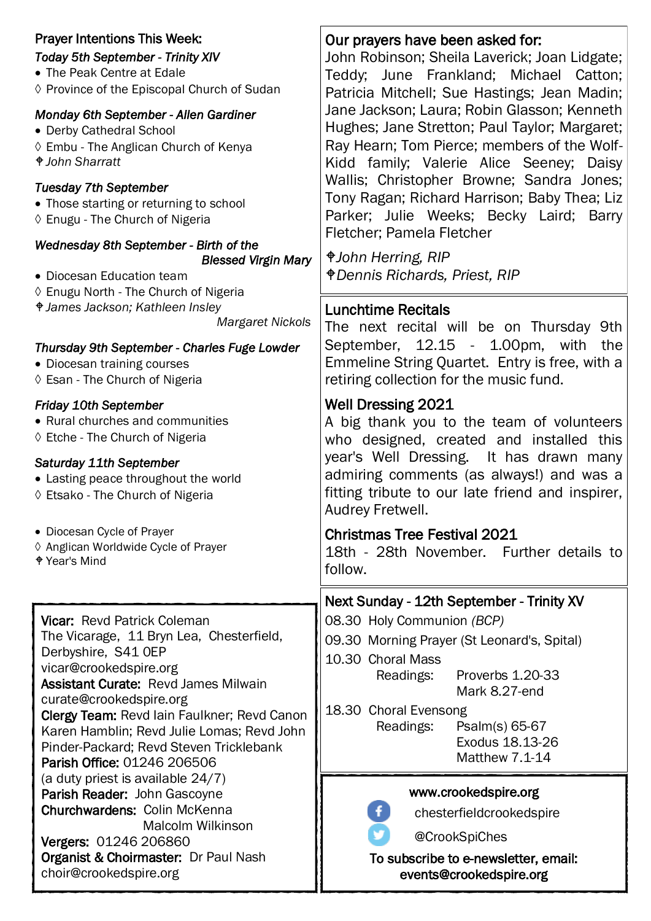## Prayer Intentions This Week:

*Today 5th September - Trinity XIV*

- The Peak Centre at Edale
- ◊ Province of the Episcopal Church of Sudan

*Monday 6th September - Allen Gardiner*

- Derby Cathedral School
- ◊ Embu - The Anglican Church of Kenya
- ✟ *John Sharratt*

*Tuesday 7th September*

- Those starting or returning to school
- ◊ Enugu - The Church of Nigeria

*Wednesday 8th September - Birth of the Blessed Virgin Mary*

- Diocesan Education team
- ◊ Enugu North - The Church of Nigeria
- ✟ *James Jackson; Kathleen Insley Margaret Nickols*

*Thursday 9th September - Charles Fuge Lowder*

- Diocesan training courses
- ◊ Esan - The Church of Nigeria

*Friday 10th September*

- Rural churches and communities
- ◊ Etche - The Church of Nigeria

*Saturday 11th September*

- Lasting peace throughout the world
- ◊ Etsako - The Church of Nigeria

- Diocesan Cycle of Prayer
- ◊ Anglican Worldwide Cycle of Prayer
- ✟ Year's Mind

**Vicar:** Revd Patrick Coleman
The Vicarage, 11 Bryn Lea, Chesterfield, Derbyshire, S41 0EP
vicar@crookedspire.org
**Assistant Curate:** Revd James Milwain
curate@crookedspire.org
**Clergy Team:** Revd Iain Faulkner; Revd Canon Karen Hamblin; Revd Julie Lomas; Revd John Pinder-Packard; Revd Steven Tricklebank
**Parish Office:** 01246 206506
(a duty priest is available 24/7)
**Parish Reader:** John Gascoyne
**Churchwardens:** Colin McKenna
Malcolm Wilkinson
**Vergers:** 01246 206860
**Organist & Choirmaster:** Dr Paul Nash
choir@crookedspire.org

## Our prayers have been asked for:

John Robinson; Sheila Laverick; Joan Lidgate; Teddy; June Frankland; Michael Catton; Patricia Mitchell; Sue Hastings; Jean Madin; Jane Jackson; Laura; Robin Glasson; Kenneth Hughes; Jane Stretton; Paul Taylor; Margaret; Ray Hearn; Tom Pierce; members of the Wolf-Kidd family; Valerie Alice Seeney; Daisy Wallis; Christopher Browne; Sandra Jones; Tony Ragan; Richard Harrison; Baby Thea; Liz Parker; Julie Weeks; Becky Laird; Barry Fletcher; Pamela Fletcher

✟*John Herring, RIP*
✟*Dennis Richards, Priest, RIP*

## Lunchtime Recitals

The next recital will be on Thursday 9th September, 12.15 - 1.00pm, with the Emmeline String Quartet. Entry is free, with a retiring collection for the music fund.

## Well Dressing 2021

A big thank you to the team of volunteers who designed, created and installed this year's Well Dressing. It has drawn many admiring comments (as always!) and was a fitting tribute to our late friend and inspirer, Audrey Fretwell.

## Christmas Tree Festival 2021

18th - 28th November. Further details to follow.

## Next Sunday - 12th September - Trinity XV

08.30 Holy Communion *(BCP)*

09.30 Morning Prayer (St Leonard's, Spital)

10.30 Choral Mass
Readings: Proverbs 1.20-33
Mark 8.27-end

18.30 Choral Evensong
Readings: Psalm(s) 65-67
Exodus 18.13-26
Matthew 7.1-14

**www.crookedspire.org**

chesterfieldcrookedspire

@CrookSpiChes

**To subscribe to e-newsletter, email: events@crookedspire.org**